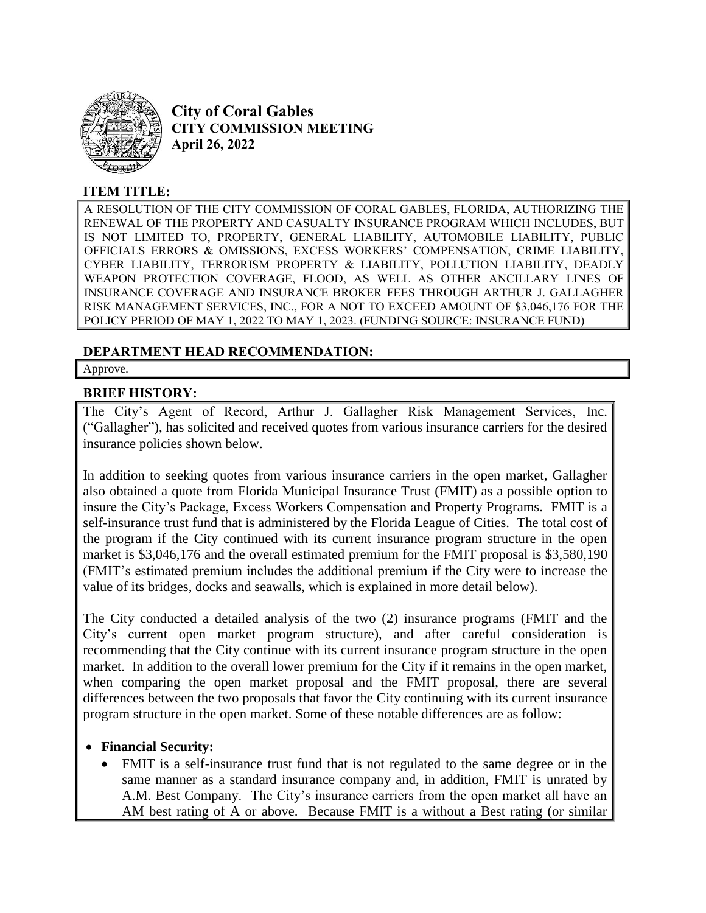**City of Coral Gables**
**CITY COMMISSION MEETING**
**April 26, 2022**

## ITEM TITLE:

A RESOLUTION OF THE CITY COMMISSION OF CORAL GABLES, FLORIDA, AUTHORIZING THE RENEWAL OF THE PROPERTY AND CASUALTY INSURANCE PROGRAM WHICH INCLUDES, BUT IS NOT LIMITED TO, PROPERTY, GENERAL LIABILITY, AUTOMOBILE LIABILITY, PUBLIC OFFICIALS ERRORS & OMISSIONS, EXCESS WORKERS' COMPENSATION, CRIME LIABILITY, CYBER LIABILITY, TERRORISM PROPERTY & LIABILITY, POLLUTION LIABILITY, DEADLY WEAPON PROTECTION COVERAGE, FLOOD, AS WELL AS OTHER ANCILLARY LINES OF INSURANCE COVERAGE AND INSURANCE BROKER FEES THROUGH ARTHUR J. GALLAGHER RISK MANAGEMENT SERVICES, INC., FOR A NOT TO EXCEED AMOUNT OF $3,046,176 FOR THE POLICY PERIOD OF MAY 1, 2022 TO MAY 1, 2023. (FUNDING SOURCE: INSURANCE FUND)

## DEPARTMENT HEAD RECOMMENDATION:

Approve.

## BRIEF HISTORY:

The City's Agent of Record, Arthur J. Gallagher Risk Management Services, Inc. ("Gallagher"), has solicited and received quotes from various insurance carriers for the desired insurance policies shown below.

In addition to seeking quotes from various insurance carriers in the open market, Gallagher also obtained a quote from Florida Municipal Insurance Trust (FMIT) as a possible option to insure the City's Package, Excess Workers Compensation and Property Programs. FMIT is a self-insurance trust fund that is administered by the Florida League of Cities. The total cost of the program if the City continued with its current insurance program structure in the open market is $3,046,176 and the overall estimated premium for the FMIT proposal is $3,580,190 (FMIT's estimated premium includes the additional premium if the City were to increase the value of its bridges, docks and seawalls, which is explained in more detail below).

The City conducted a detailed analysis of the two (2) insurance programs (FMIT and the City's current open market program structure), and after careful consideration is recommending that the City continue with its current insurance program structure in the open market. In addition to the overall lower premium for the City if it remains in the open market, when comparing the open market proposal and the FMIT proposal, there are several differences between the two proposals that favor the City continuing with its current insurance program structure in the open market. Some of these notable differences are as follow:

- **Financial Security:**
  - FMIT is a self-insurance trust fund that is not regulated to the same degree or in the same manner as a standard insurance company and, in addition, FMIT is unrated by A.M. Best Company. The City's insurance carriers from the open market all have an AM best rating of A or above. Because FMIT is a without a Best rating (or similar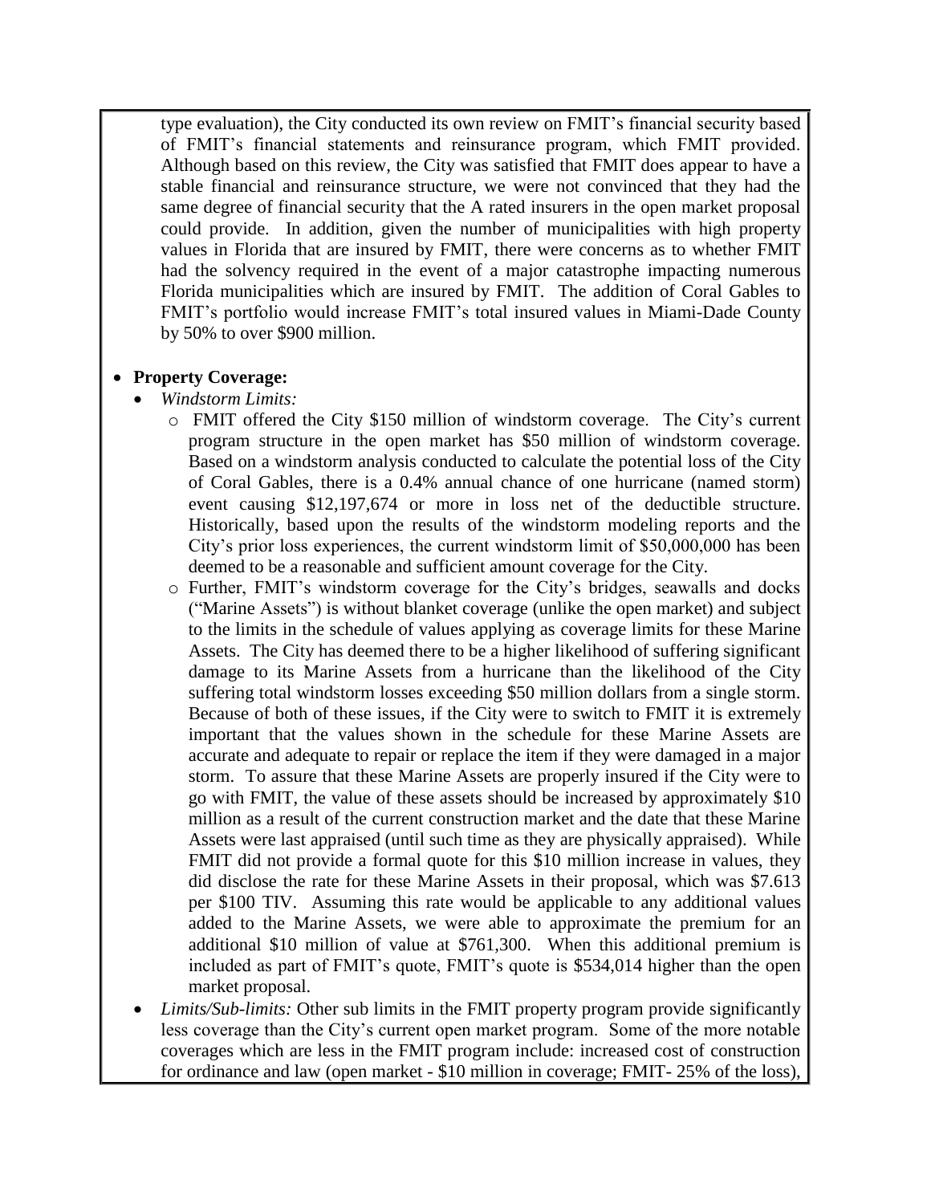type evaluation), the City conducted its own review on FMIT's financial security based of FMIT's financial statements and reinsurance program, which FMIT provided. Although based on this review, the City was satisfied that FMIT does appear to have a stable financial and reinsurance structure, we were not convinced that they had the same degree of financial security that the A rated insurers in the open market proposal could provide. In addition, given the number of municipalities with high property values in Florida that are insured by FMIT, there were concerns as to whether FMIT had the solvency required in the event of a major catastrophe impacting numerous Florida municipalities which are insured by FMIT. The addition of Coral Gables to FMIT's portfolio would increase FMIT's total insured values in Miami-Dade County by 50% to over $900 million.

- **Property Coverage:**
  - *Windstorm Limits:*
    - FMIT offered the City $150 million of windstorm coverage. The City's current program structure in the open market has $50 million of windstorm coverage. Based on a windstorm analysis conducted to calculate the potential loss of the City of Coral Gables, there is a 0.4% annual chance of one hurricane (named storm) event causing $12,197,674 or more in loss net of the deductible structure. Historically, based upon the results of the windstorm modeling reports and the City's prior loss experiences, the current windstorm limit of $50,000,000 has been deemed to be a reasonable and sufficient amount coverage for the City.
    - Further, FMIT's windstorm coverage for the City's bridges, seawalls and docks ("Marine Assets") is without blanket coverage (unlike the open market) and subject to the limits in the schedule of values applying as coverage limits for these Marine Assets. The City has deemed there to be a higher likelihood of suffering significant damage to its Marine Assets from a hurricane than the likelihood of the City suffering total windstorm losses exceeding $50 million dollars from a single storm. Because of both of these issues, if the City were to switch to FMIT it is extremely important that the values shown in the schedule for these Marine Assets are accurate and adequate to repair or replace the item if they were damaged in a major storm. To assure that these Marine Assets are properly insured if the City were to go with FMIT, the value of these assets should be increased by approximately $10 million as a result of the current construction market and the date that these Marine Assets were last appraised (until such time as they are physically appraised). While FMIT did not provide a formal quote for this $10 million increase in values, they did disclose the rate for these Marine Assets in their proposal, which was $7.613 per $100 TIV. Assuming this rate would be applicable to any additional values added to the Marine Assets, we were able to approximate the premium for an additional $10 million of value at $761,300. When this additional premium is included as part of FMIT's quote, FMIT's quote is $534,014 higher than the open market proposal.
  - *Limits/Sub-limits:* Other sub limits in the FMIT property program provide significantly less coverage than the City's current open market program. Some of the more notable coverages which are less in the FMIT program include: increased cost of construction for ordinance and law (open market - $10 million in coverage; FMIT- 25% of the loss),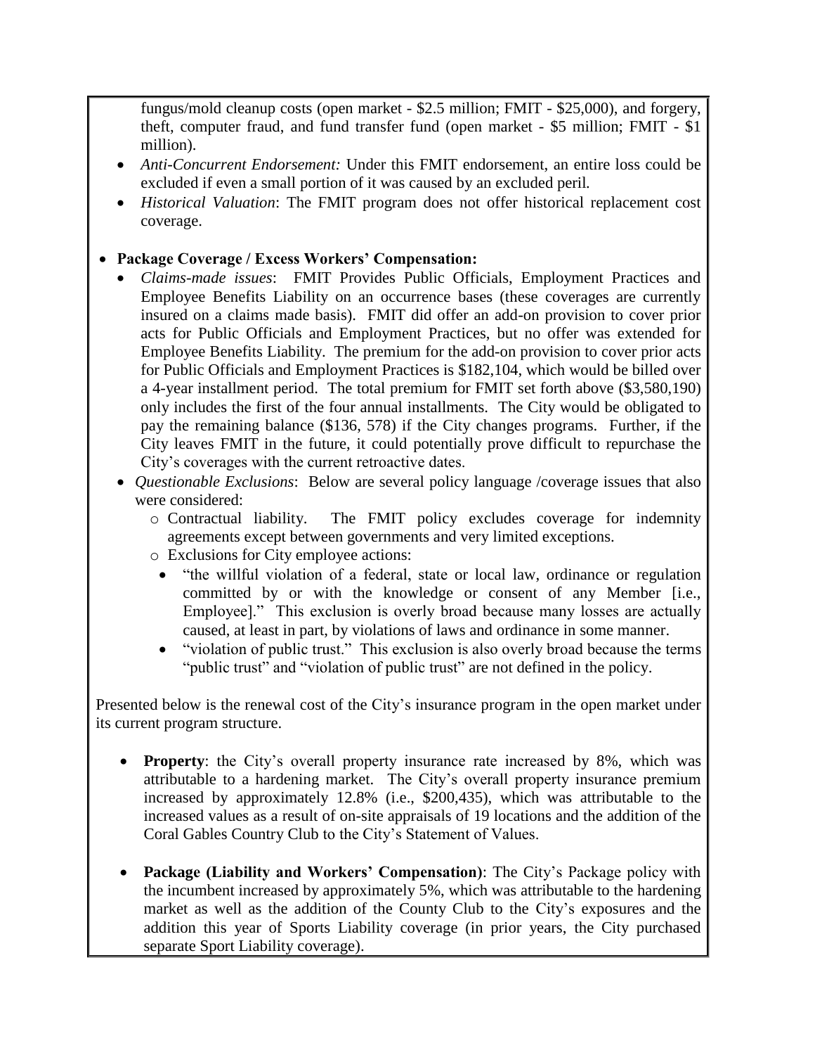fungus/mold cleanup costs (open market - $2.5 million; FMIT - $25,000), and forgery, theft, computer fraud, and fund transfer fund (open market - $5 million; FMIT - $1 million).

- *Anti-Concurrent Endorsement:* Under this FMIT endorsement, an entire loss could be excluded if even a small portion of it was caused by an excluded peril.
- *Historical Valuation*: The FMIT program does not offer historical replacement cost coverage.

- **Package Coverage / Excess Workers' Compensation:**
  - *Claims-made issues*: FMIT Provides Public Officials, Employment Practices and Employee Benefits Liability on an occurrence bases (these coverages are currently insured on a claims made basis). FMIT did offer an add-on provision to cover prior acts for Public Officials and Employment Practices, but no offer was extended for Employee Benefits Liability. The premium for the add-on provision to cover prior acts for Public Officials and Employment Practices is $182,104, which would be billed over a 4-year installment period. The total premium for FMIT set forth above ($3,580,190) only includes the first of the four annual installments. The City would be obligated to pay the remaining balance ($136, 578) if the City changes programs. Further, if the City leaves FMIT in the future, it could potentially prove difficult to repurchase the City's coverages with the current retroactive dates.
  - *Questionable Exclusions*: Below are several policy language /coverage issues that also were considered:
    - Contractual liability. The FMIT policy excludes coverage for indemnity agreements except between governments and very limited exceptions.
    - Exclusions for City employee actions:
      - "the willful violation of a federal, state or local law, ordinance or regulation committed by or with the knowledge or consent of any Member [i.e., Employee]." This exclusion is overly broad because many losses are actually caused, at least in part, by violations of laws and ordinance in some manner.
      - "violation of public trust." This exclusion is also overly broad because the terms "public trust" and "violation of public trust" are not defined in the policy.

Presented below is the renewal cost of the City's insurance program in the open market under its current program structure.

- **Property**: the City's overall property insurance rate increased by 8%, which was attributable to a hardening market. The City's overall property insurance premium increased by approximately 12.8% (i.e., $200,435), which was attributable to the increased values as a result of on-site appraisals of 19 locations and the addition of the Coral Gables Country Club to the City's Statement of Values.

- **Package (Liability and Workers' Compensation)**: The City's Package policy with the incumbent increased by approximately 5%, which was attributable to the hardening market as well as the addition of the County Club to the City's exposures and the addition this year of Sports Liability coverage (in prior years, the City purchased separate Sport Liability coverage).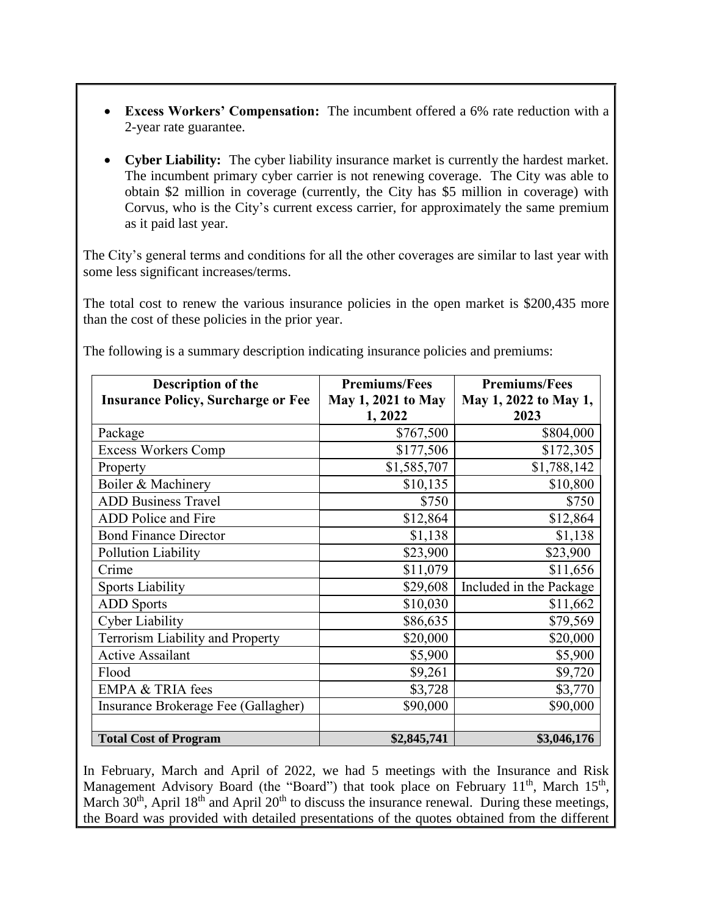- **Excess Workers' Compensation:** The incumbent offered a 6% rate reduction with a 2-year rate guarantee.

- **Cyber Liability:** The cyber liability insurance market is currently the hardest market. The incumbent primary cyber carrier is not renewing coverage. The City was able to obtain \$2 million in coverage (currently, the City has \$5 million in coverage) with Corvus, who is the City's current excess carrier, for approximately the same premium as it paid last year.

The City's general terms and conditions for all the other coverages are similar to last year with some less significant increases/terms.

The total cost to renew the various insurance policies in the open market is \$200,435 more than the cost of these policies in the prior year.

The following is a summary description indicating insurance policies and premiums:

| Description of the Insurance Policy, Surcharge or Fee | Premiums/Fees May 1, 2021 to May 1, 2022 | Premiums/Fees May 1, 2022 to May 1, 2023 |
|---|---:|---:|
| Package | \$767,500 | \$804,000 |
| Excess Workers Comp | \$177,506 | \$172,305 |
| Property | \$1,585,707 | \$1,788,142 |
| Boiler & Machinery | \$10,135 | \$10,800 |
| ADD Business Travel | \$750 | \$750 |
| ADD Police and Fire | \$12,864 | \$12,864 |
| Bond Finance Director | \$1,138 | \$1,138 |
| Pollution Liability | \$23,900 | \$23,900 |
| Crime | \$11,079 | \$11,656 |
| Sports Liability | \$29,608 | Included in the Package |
| ADD Sports | \$10,030 | \$11,662 |
| Cyber Liability | \$86,635 | \$79,569 |
| Terrorism Liability and Property | \$20,000 | \$20,000 |
| Active Assailant | \$5,900 | \$5,900 |
| Flood | \$9,261 | \$9,720 |
| EMPA & TRIA fees | \$3,728 | \$3,770 |
| Insurance Brokerage Fee (Gallagher) | \$90,000 | \$90,000 |
| | | |
| **Total Cost of Program** | **\$2,845,741** | **\$3,046,176** |

In February, March and April of 2022, we had 5 meetings with the Insurance and Risk Management Advisory Board (the "Board") that took place on February 11th, March 15th, March 30th, April 18th and April 20th to discuss the insurance renewal. During these meetings, the Board was provided with detailed presentations of the quotes obtained from the different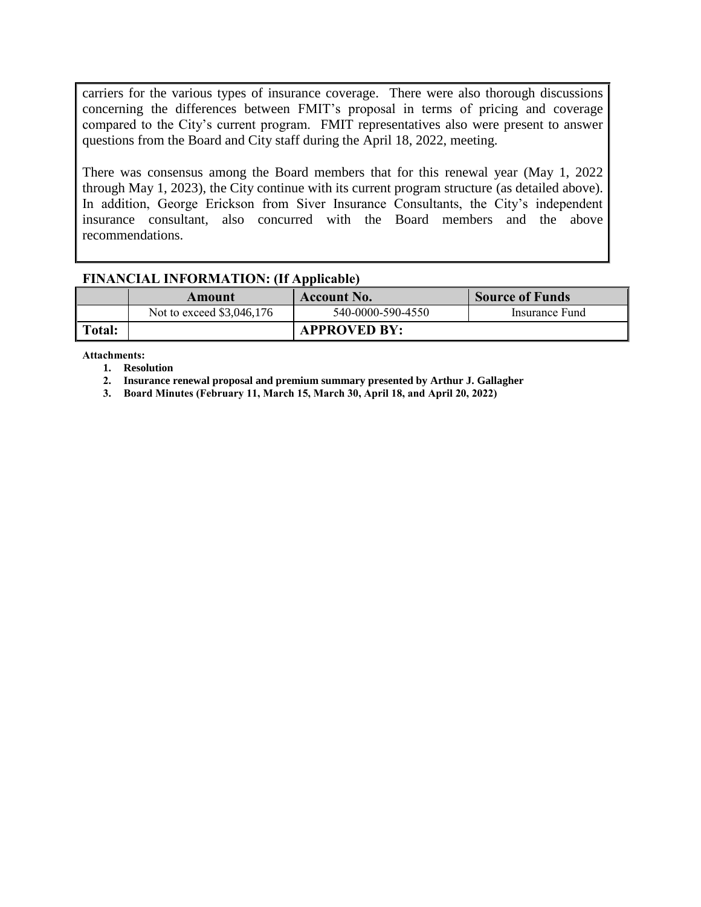carriers for the various types of insurance coverage. There were also thorough discussions concerning the differences between FMIT's proposal in terms of pricing and coverage compared to the City's current program. FMIT representatives also were present to answer questions from the Board and City staff during the April 18, 2022, meeting.

There was consensus among the Board members that for this renewal year (May 1, 2022 through May 1, 2023), the City continue with its current program structure (as detailed above). In addition, George Erickson from Siver Insurance Consultants, the City's independent insurance consultant, also concurred with the Board members and the above recommendations.

**FINANCIAL INFORMATION: (If Applicable)**

| | Amount | Account No. | Source of Funds |
|---|---|---|---|
| | Not to exceed $3,046,176 | 540-0000-590-4550 | Insurance Fund |
| **Total:** | | **APPROVED BY:** | |

**Attachments:**

1. **Resolution**
2. **Insurance renewal proposal and premium summary presented by Arthur J. Gallagher**
3. **Board Minutes (February 11, March 15, March 30, April 18, and April 20, 2022)**